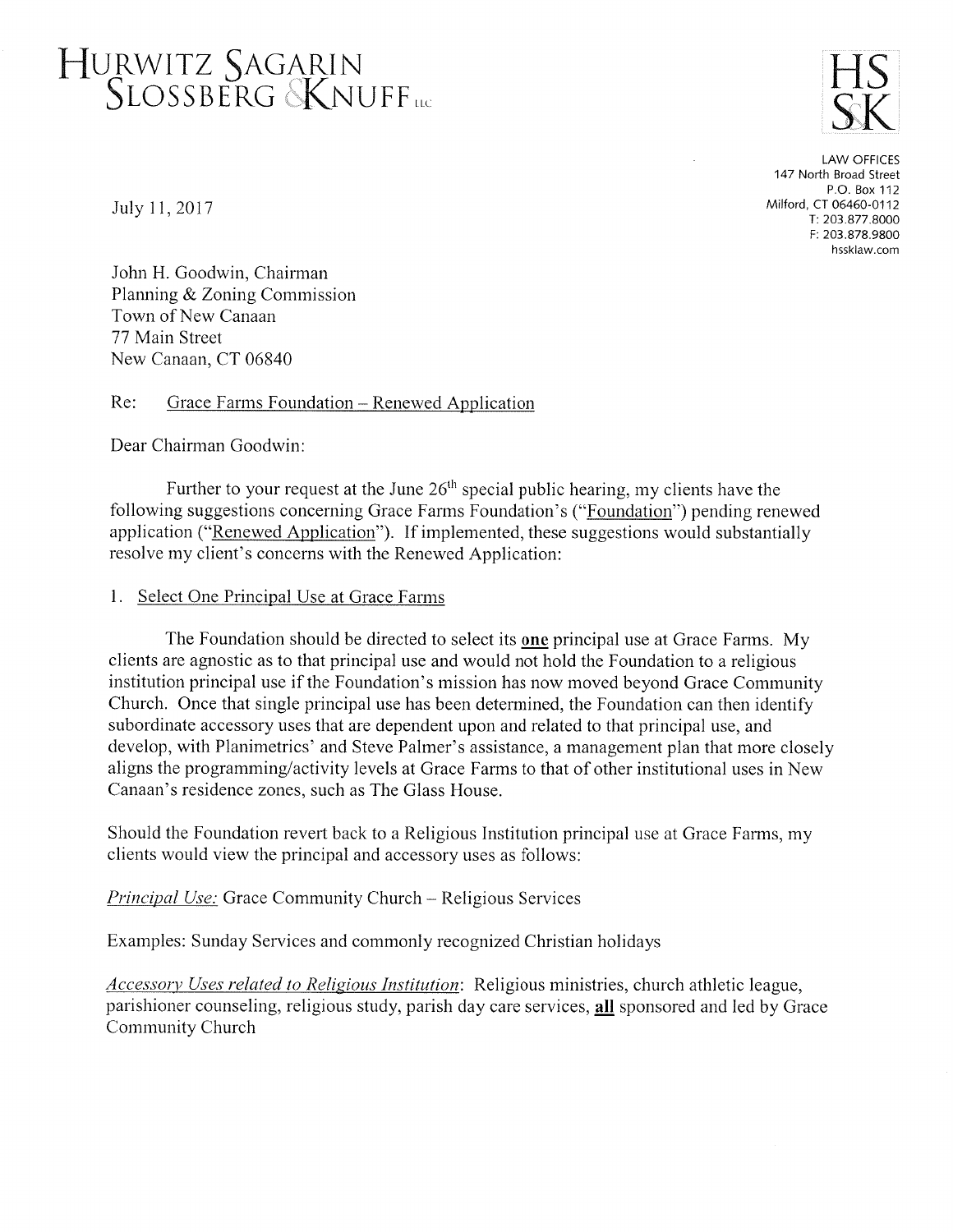# HURWITZ SAGARIN SLOSSBERG & KNUFF LLC

HS SK

LAW OFFICES
147 North Broad Street
P.O. Box 112
Milford, CT 06460-0112
T: 203.877.8000
F: 203.878.9800
hssklaw.com

July 11, 2017

John H. Goodwin, Chairman
Planning & Zoning Commission
Town of New Canaan
77 Main Street
New Canaan, CT 06840

Re: Grace Farms Foundation – Renewed Application

Dear Chairman Goodwin:

Further to your request at the June 26th special public hearing, my clients have the following suggestions concerning Grace Farms Foundation's ("Foundation") pending renewed application ("Renewed Application"). If implemented, these suggestions would substantially resolve my client's concerns with the Renewed Application:

1. Select One Principal Use at Grace Farms

The Foundation should be directed to select its **one** principal use at Grace Farms. My clients are agnostic as to that principal use and would not hold the Foundation to a religious institution principal use if the Foundation's mission has now moved beyond Grace Community Church. Once that single principal use has been determined, the Foundation can then identify subordinate accessory uses that are dependent upon and related to that principal use, and develop, with Planimetrics' and Steve Palmer's assistance, a management plan that more closely aligns the programming/activity levels at Grace Farms to that of other institutional uses in New Canaan's residence zones, such as The Glass House.

Should the Foundation revert back to a Religious Institution principal use at Grace Farms, my clients would view the principal and accessory uses as follows:

*Principal Use:* Grace Community Church – Religious Services

Examples: Sunday Services and commonly recognized Christian holidays

*Accessory Uses related to Religious Institution*: Religious ministries, church athletic league, parishioner counseling, religious study, parish day care services, **all** sponsored and led by Grace Community Church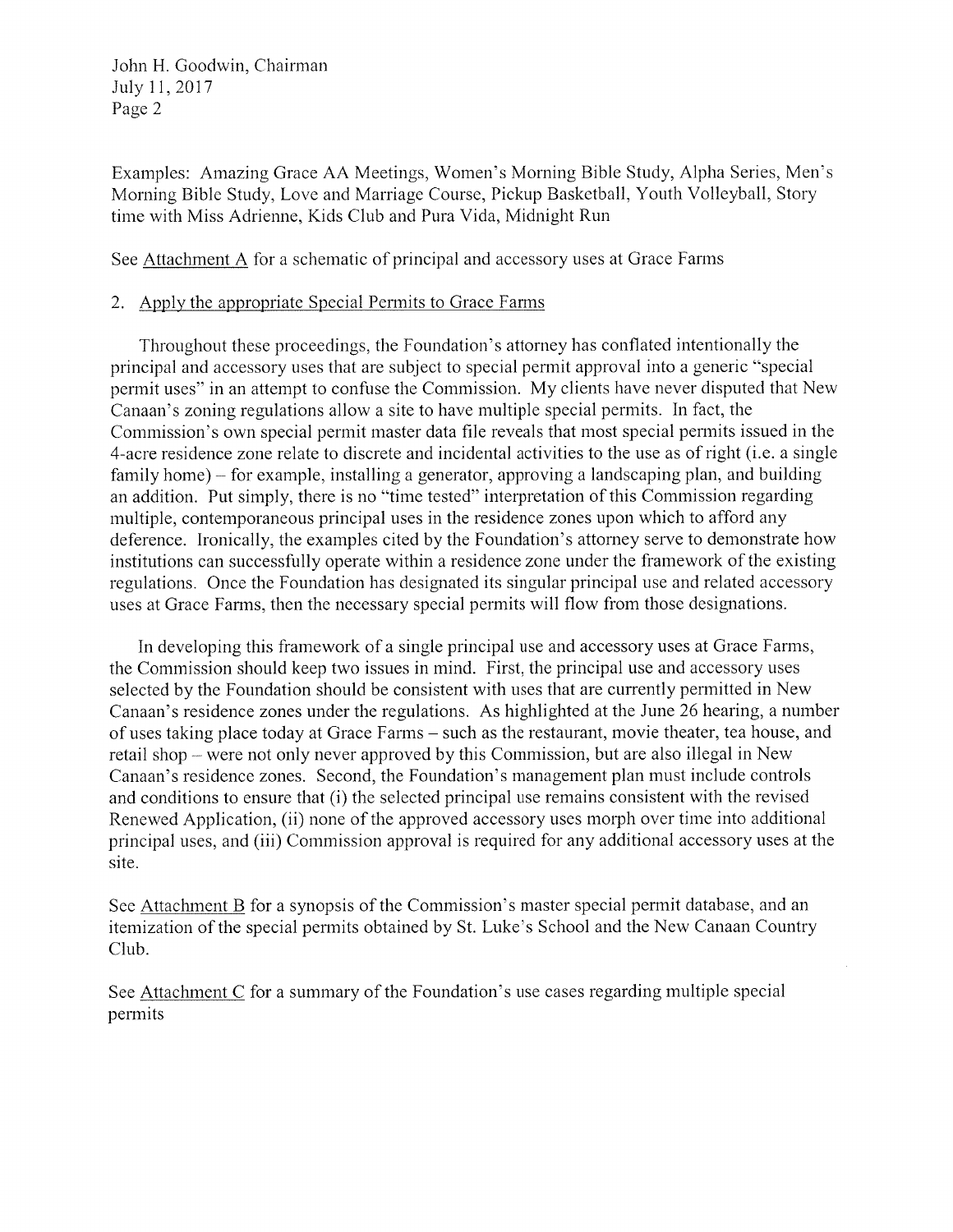Examples: Amazing Grace AA Meetings, Women's Morning Bible Study, Alpha Series, Men's Morning Bible Study, Love and Marriage Course, Pickup Basketball, Youth Volleyball, Story time with Miss Adrienne, Kids Club and Pura Vida, Midnight Run

See Attachment A for a schematic of principal and accessory uses at Grace Farms

2. Apply the appropriate Special Permits to Grace Farms

Throughout these proceedings, the Foundation's attorney has conflated intentionally the principal and accessory uses that are subject to special permit approval into a generic "special permit uses" in an attempt to confuse the Commission. My clients have never disputed that New Canaan's zoning regulations allow a site to have multiple special permits. In fact, the Commission's own special permit master data file reveals that most special permits issued in the 4-acre residence zone relate to discrete and incidental activities to the use as of right (i.e. a single family home) – for example, installing a generator, approving a landscaping plan, and building an addition. Put simply, there is no "time tested" interpretation of this Commission regarding multiple, contemporaneous principal uses in the residence zones upon which to afford any deference. Ironically, the examples cited by the Foundation's attorney serve to demonstrate how institutions can successfully operate within a residence zone under the framework of the existing regulations. Once the Foundation has designated its singular principal use and related accessory uses at Grace Farms, then the necessary special permits will flow from those designations.

In developing this framework of a single principal use and accessory uses at Grace Farms, the Commission should keep two issues in mind. First, the principal use and accessory uses selected by the Foundation should be consistent with uses that are currently permitted in New Canaan's residence zones under the regulations. As highlighted at the June 26 hearing, a number of uses taking place today at Grace Farms – such as the restaurant, movie theater, tea house, and retail shop – were not only never approved by this Commission, but are also illegal in New Canaan's residence zones. Second, the Foundation's management plan must include controls and conditions to ensure that (i) the selected principal use remains consistent with the revised Renewed Application, (ii) none of the approved accessory uses morph over time into additional principal uses, and (iii) Commission approval is required for any additional accessory uses at the site.

See Attachment B for a synopsis of the Commission's master special permit database, and an itemization of the special permits obtained by St. Luke's School and the New Canaan Country Club.

See Attachment C for a summary of the Foundation's use cases regarding multiple special permits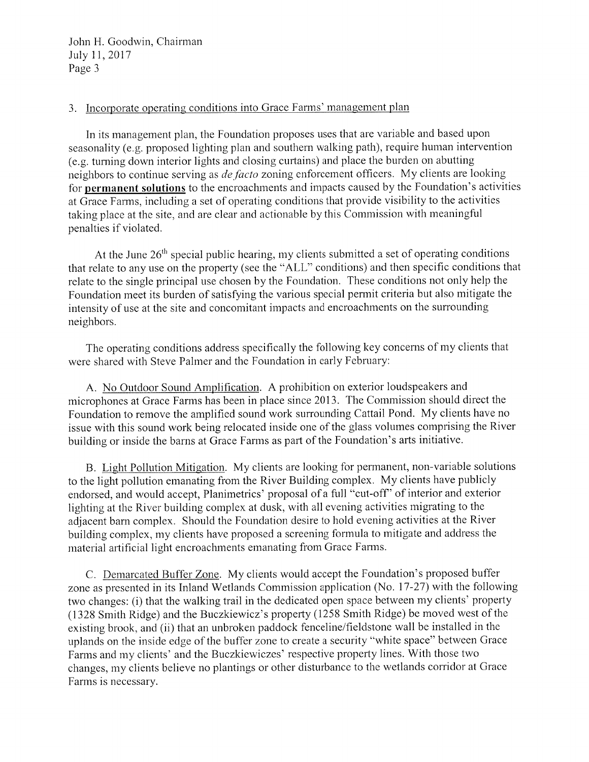3. <u>Incorporate operating conditions into Grace Farms' management plan</u>

In its management plan, the Foundation proposes uses that are variable and based upon seasonality (e.g. proposed lighting plan and southern walking path), require human intervention (e.g. turning down interior lights and closing curtains) and place the burden on abutting neighbors to continue serving as *de facto* zoning enforcement officers. My clients are looking for **<u>permanent solutions</u>** to the encroachments and impacts caused by the Foundation's activities at Grace Farms, including a set of operating conditions that provide visibility to the activities taking place at the site, and are clear and actionable by this Commission with meaningful penalties if violated.

At the June 26th special public hearing, my clients submitted a set of operating conditions that relate to any use on the property (see the "ALL" conditions) and then specific conditions that relate to the single principal use chosen by the Foundation. These conditions not only help the Foundation meet its burden of satisfying the various special permit criteria but also mitigate the intensity of use at the site and concomitant impacts and encroachments on the surrounding neighbors.

The operating conditions address specifically the following key concerns of my clients that were shared with Steve Palmer and the Foundation in early February:

A. <u>No Outdoor Sound Amplification</u>. A prohibition on exterior loudspeakers and microphones at Grace Farms has been in place since 2013. The Commission should direct the Foundation to remove the amplified sound work surrounding Cattail Pond. My clients have no issue with this sound work being relocated inside one of the glass volumes comprising the River building or inside the barns at Grace Farms as part of the Foundation's arts initiative.

B. <u>Light Pollution Mitigation</u>. My clients are looking for permanent, non-variable solutions to the light pollution emanating from the River Building complex. My clients have publicly endorsed, and would accept, Planimetrics' proposal of a full "cut-off" of interior and exterior lighting at the River building complex at dusk, with all evening activities migrating to the adjacent barn complex. Should the Foundation desire to hold evening activities at the River building complex, my clients have proposed a screening formula to mitigate and address the material artificial light encroachments emanating from Grace Farms.

C. <u>Demarcated Buffer Zone</u>. My clients would accept the Foundation's proposed buffer zone as presented in its Inland Wetlands Commission application (No. 17-27) with the following two changes: (i) that the walking trail in the dedicated open space between my clients' property (1328 Smith Ridge) and the Buczkiewicz's property (1258 Smith Ridge) be moved west of the existing brook, and (ii) that an unbroken paddock fenceline/fieldstone wall be installed in the uplands on the inside edge of the buffer zone to create a security "white space" between Grace Farms and my clients' and the Buczkiewiczes' respective property lines. With those two changes, my clients believe no plantings or other disturbance to the wetlands corridor at Grace Farms is necessary.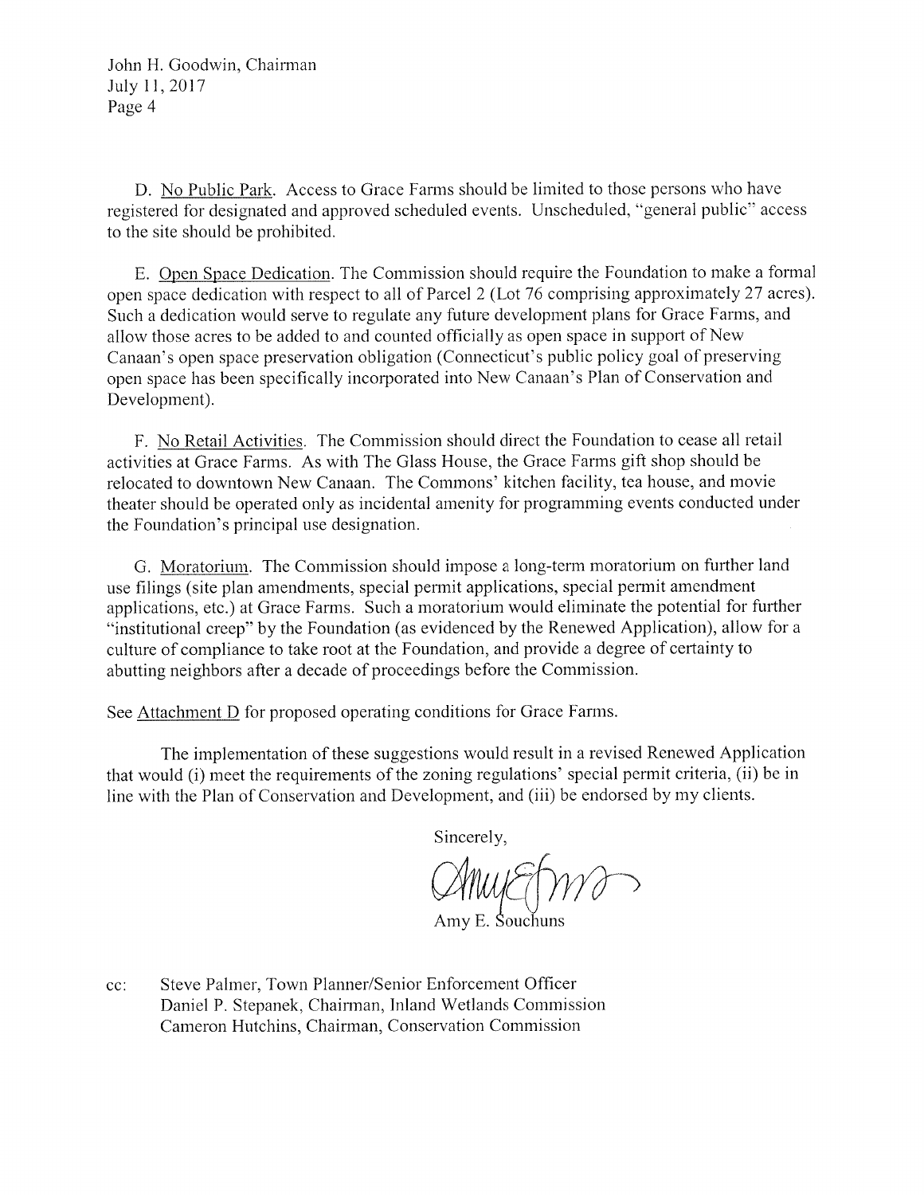D. No Public Park. Access to Grace Farms should be limited to those persons who have registered for designated and approved scheduled events. Unscheduled, "general public" access to the site should be prohibited.

E. Open Space Dedication. The Commission should require the Foundation to make a formal open space dedication with respect to all of Parcel 2 (Lot 76 comprising approximately 27 acres). Such a dedication would serve to regulate any future development plans for Grace Farms, and allow those acres to be added to and counted officially as open space in support of New Canaan's open space preservation obligation (Connecticut's public policy goal of preserving open space has been specifically incorporated into New Canaan's Plan of Conservation and Development).

F. No Retail Activities. The Commission should direct the Foundation to cease all retail activities at Grace Farms. As with The Glass House, the Grace Farms gift shop should be relocated to downtown New Canaan. The Commons' kitchen facility, tea house, and movie theater should be operated only as incidental amenity for programming events conducted under the Foundation's principal use designation.

G. Moratorium. The Commission should impose a long-term moratorium on further land use filings (site plan amendments, special permit applications, special permit amendment applications, etc.) at Grace Farms. Such a moratorium would eliminate the potential for further "institutional creep" by the Foundation (as evidenced by the Renewed Application), allow for a culture of compliance to take root at the Foundation, and provide a degree of certainty to abutting neighbors after a decade of proceedings before the Commission.

See Attachment D for proposed operating conditions for Grace Farms.

The implementation of these suggestions would result in a revised Renewed Application that would (i) meet the requirements of the zoning regulations' special permit criteria, (ii) be in line with the Plan of Conservation and Development, and (iii) be endorsed by my clients.

Sincerely,

Amy E. Souchuns

cc: Steve Palmer, Town Planner/Senior Enforcement Officer
Daniel P. Stepanek, Chairman, Inland Wetlands Commission
Cameron Hutchins, Chairman, Conservation Commission